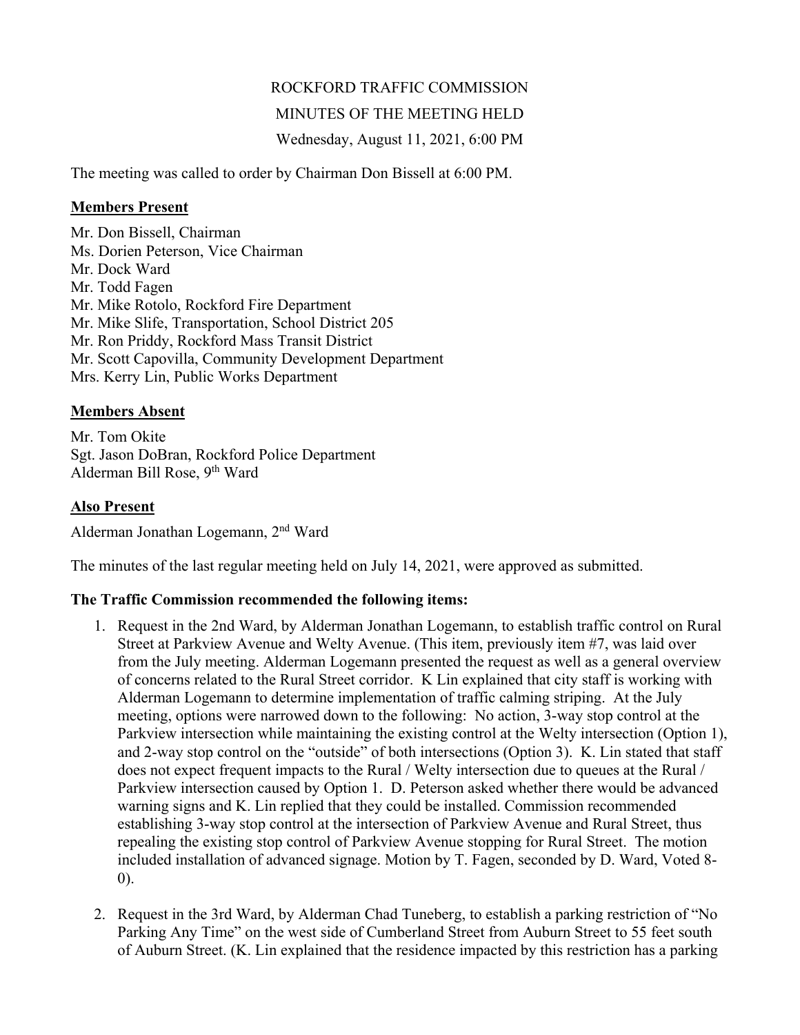ROCKFORD TRAFFIC COMMISSION

MINUTES OF THE MEETING HELD

Wednesday, August 11, 2021, 6:00 PM

The meeting was called to order by Chairman Don Bissell at 6:00 PM.

**Members Present**

Mr. Don Bissell, Chairman
Ms. Dorien Peterson, Vice Chairman
Mr. Dock Ward
Mr. Todd Fagen
Mr. Mike Rotolo, Rockford Fire Department
Mr. Mike Slife, Transportation, School District 205
Mr. Ron Priddy, Rockford Mass Transit District
Mr. Scott Capovilla, Community Development Department
Mrs. Kerry Lin, Public Works Department

**Members Absent**

Mr. Tom Okite
Sgt. Jason DoBran, Rockford Police Department
Alderman Bill Rose, 9th Ward

**Also Present**

Alderman Jonathan Logemann, 2nd Ward

The minutes of the last regular meeting held on July 14, 2021, were approved as submitted.

**The Traffic Commission recommended the following items:**

1. Request in the 2nd Ward, by Alderman Jonathan Logemann, to establish traffic control on Rural Street at Parkview Avenue and Welty Avenue. (This item, previously item #7, was laid over from the July meeting. Alderman Logemann presented the request as well as a general overview of concerns related to the Rural Street corridor. K Lin explained that city staff is working with Alderman Logemann to determine implementation of traffic calming striping. At the July meeting, options were narrowed down to the following: No action, 3-way stop control at the Parkview intersection while maintaining the existing control at the Welty intersection (Option 1), and 2-way stop control on the "outside" of both intersections (Option 3). K. Lin stated that staff does not expect frequent impacts to the Rural / Welty intersection due to queues at the Rural / Parkview intersection caused by Option 1. D. Peterson asked whether there would be advanced warning signs and K. Lin replied that they could be installed. Commission recommended establishing 3-way stop control at the intersection of Parkview Avenue and Rural Street, thus repealing the existing stop control of Parkview Avenue stopping for Rural Street. The motion included installation of advanced signage. Motion by T. Fagen, seconded by D. Ward, Voted 8-0).

2. Request in the 3rd Ward, by Alderman Chad Tuneberg, to establish a parking restriction of "No Parking Any Time" on the west side of Cumberland Street from Auburn Street to 55 feet south of Auburn Street. (K. Lin explained that the residence impacted by this restriction has a parking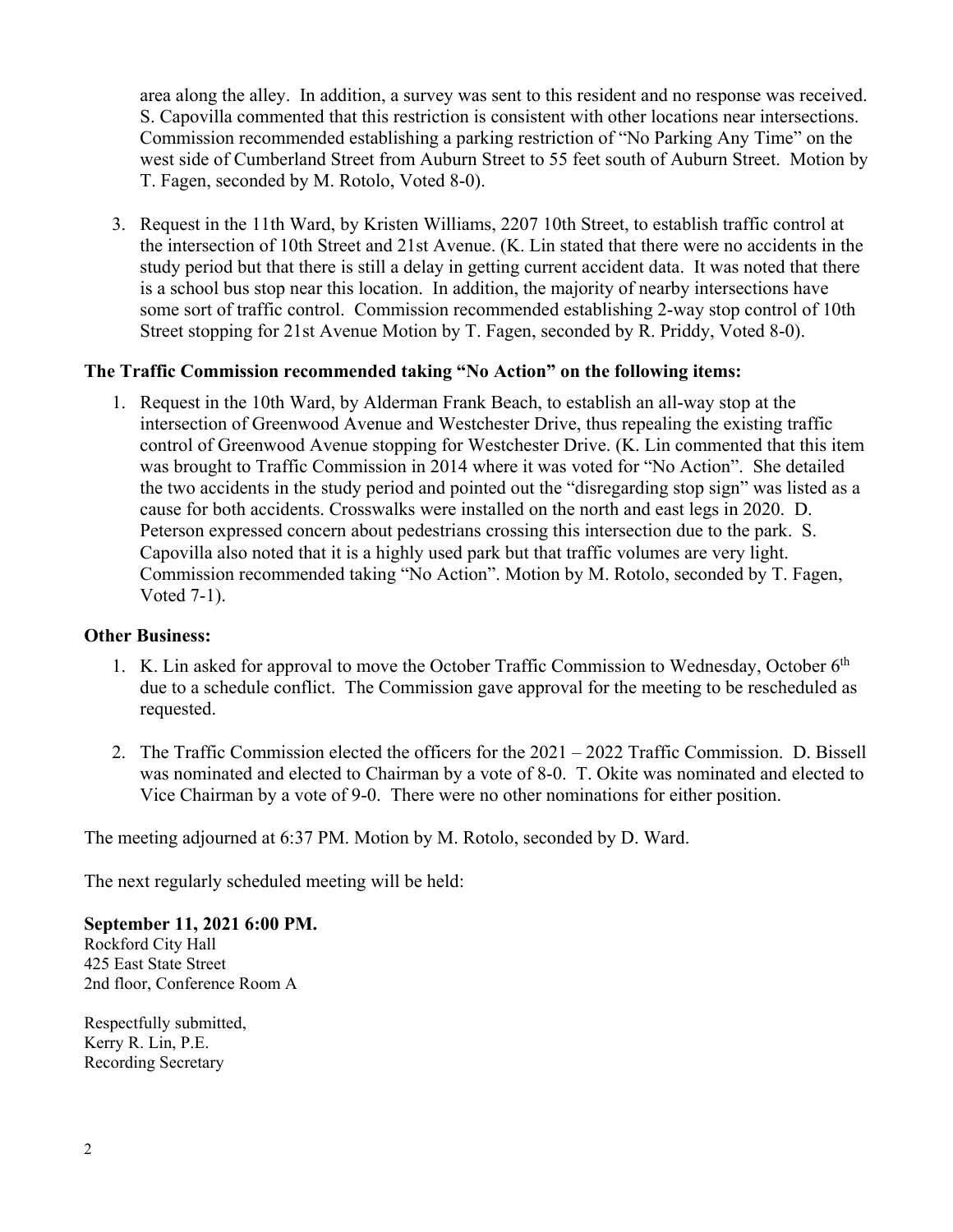area along the alley. In addition, a survey was sent to this resident and no response was received. S. Capovilla commented that this restriction is consistent with other locations near intersections. Commission recommended establishing a parking restriction of "No Parking Any Time" on the west side of Cumberland Street from Auburn Street to 55 feet south of Auburn Street. Motion by T. Fagen, seconded by M. Rotolo, Voted 8-0).

3. Request in the 11th Ward, by Kristen Williams, 2207 10th Street, to establish traffic control at the intersection of 10th Street and 21st Avenue. (K. Lin stated that there were no accidents in the study period but that there is still a delay in getting current accident data. It was noted that there is a school bus stop near this location. In addition, the majority of nearby intersections have some sort of traffic control. Commission recommended establishing 2-way stop control of 10th Street stopping for 21st Avenue Motion by T. Fagen, seconded by R. Priddy, Voted 8-0).

**The Traffic Commission recommended taking "No Action" on the following items:**

1. Request in the 10th Ward, by Alderman Frank Beach, to establish an all-way stop at the intersection of Greenwood Avenue and Westchester Drive, thus repealing the existing traffic control of Greenwood Avenue stopping for Westchester Drive. (K. Lin commented that this item was brought to Traffic Commission in 2014 where it was voted for "No Action". She detailed the two accidents in the study period and pointed out the "disregarding stop sign" was listed as a cause for both accidents. Crosswalks were installed on the north and east legs in 2020. D. Peterson expressed concern about pedestrians crossing this intersection due to the park. S. Capovilla also noted that it is a highly used park but that traffic volumes are very light. Commission recommended taking "No Action". Motion by M. Rotolo, seconded by T. Fagen, Voted 7-1).

**Other Business:**

1. K. Lin asked for approval to move the October Traffic Commission to Wednesday, October 6th due to a schedule conflict. The Commission gave approval for the meeting to be rescheduled as requested.

2. The Traffic Commission elected the officers for the 2021 – 2022 Traffic Commission. D. Bissell was nominated and elected to Chairman by a vote of 8-0. T. Okite was nominated and elected to Vice Chairman by a vote of 9-0. There were no other nominations for either position.

The meeting adjourned at 6:37 PM. Motion by M. Rotolo, seconded by D. Ward.

The next regularly scheduled meeting will be held:

**September 11, 2021 6:00 PM.**
Rockford City Hall
425 East State Street
2nd floor, Conference Room A

Respectfully submitted,
Kerry R. Lin, P.E.
Recording Secretary